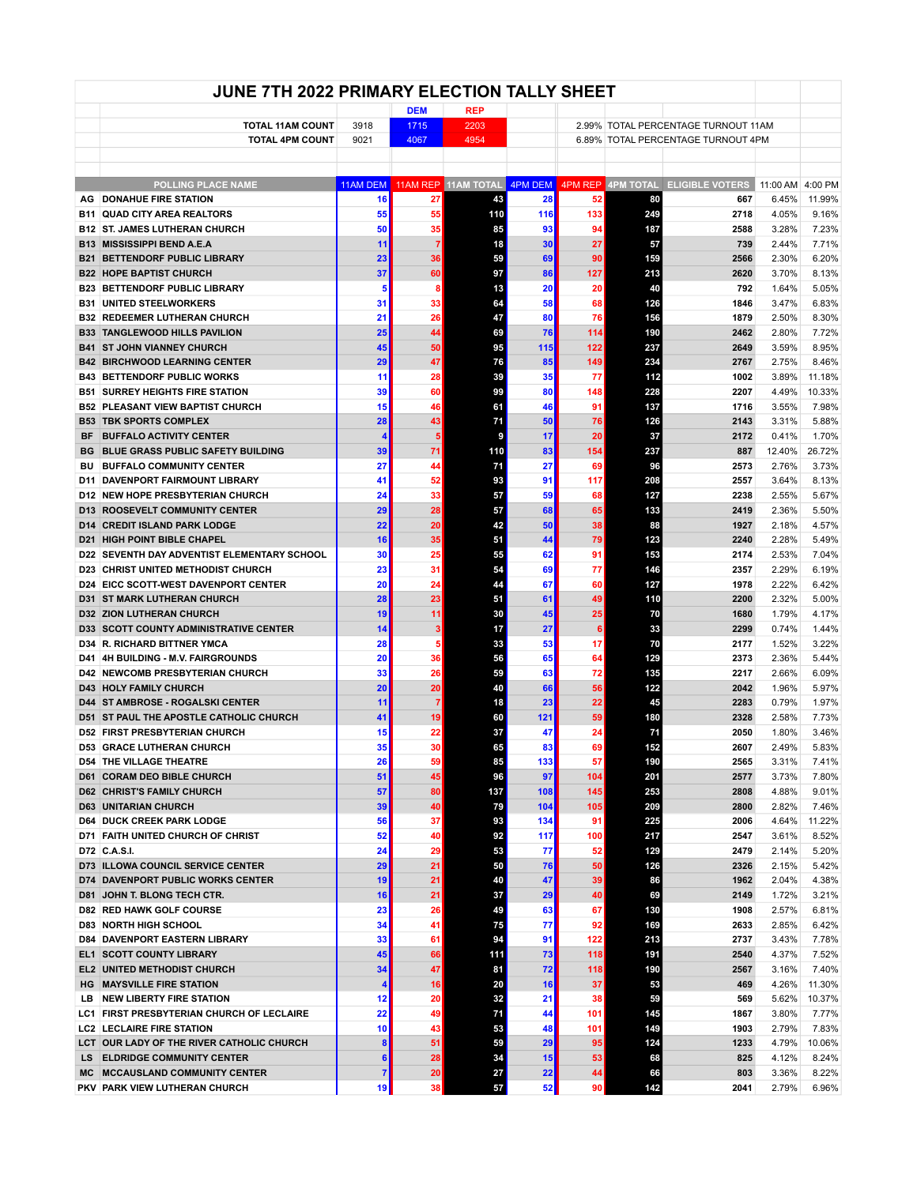# JUNE 7TH 2022 PRIMARY ELECTION TALLY SHEET

| | | DEM | REP | | |
|---|---|---|---|---|---|
| TOTAL 11AM COUNT | 3918 | 1715 | 2203 | 2.99% | TOTAL PERCENTAGE TURNOUT 11AM |
| TOTAL 4PM COUNT | 9021 | 4067 | 4954 | 6.89% | TOTAL PERCENTAGE TURNOUT 4PM |

| | POLLING PLACE NAME | 11AM DEM | 11AM REP | 11AM TOTAL | 4PM DEM | 4PM REP | 4PM TOTAL | ELIGIBLE VOTERS | 11:00 AM | 4:00 PM |
|---|---|---|---|---|---|---|---|---|---|---|
| AG | DONAHUE FIRE STATION | 16 | 27 | 43 | 28 | 52 | 80 | 667 | 6.45% | 11.99% |
| B11 | QUAD CITY AREA REALTORS | 55 | 55 | 110 | 116 | 133 | 249 | 2718 | 4.05% | 9.16% |
| B12 | ST. JAMES LUTHERAN CHURCH | 50 | 35 | 85 | 93 | 94 | 187 | 2588 | 3.28% | 7.23% |
| B13 | MISSISSIPPI BEND A.E.A | 11 | 7 | 18 | 30 | 27 | 57 | 739 | 2.44% | 7.71% |
| B21 | BETTENDORF PUBLIC LIBRARY | 23 | 36 | 59 | 69 | 90 | 159 | 2566 | 2.30% | 6.20% |
| B22 | HOPE BAPTIST CHURCH | 37 | 60 | 97 | 86 | 127 | 213 | 2620 | 3.70% | 8.13% |
| B23 | BETTENDORF PUBLIC LIBRARY | 5 | 8 | 13 | 20 | 20 | 40 | 792 | 1.64% | 5.05% |
| B31 | UNITED STEELWORKERS | 31 | 33 | 64 | 58 | 68 | 126 | 1846 | 3.47% | 6.83% |
| B32 | REDEEMER LUTHERAN CHURCH | 21 | 26 | 47 | 80 | 76 | 156 | 1879 | 2.50% | 8.30% |
| B33 | TANGLEWOOD HILLS PAVILION | 25 | 44 | 69 | 76 | 114 | 190 | 2462 | 2.80% | 7.72% |
| B41 | ST JOHN VIANNEY CHURCH | 45 | 50 | 95 | 115 | 122 | 237 | 2649 | 3.59% | 8.95% |
| B42 | BIRCHWOOD LEARNING CENTER | 29 | 47 | 76 | 85 | 149 | 234 | 2767 | 2.75% | 8.46% |
| B43 | BETTENDORF PUBLIC WORKS | 11 | 28 | 39 | 35 | 77 | 112 | 1002 | 3.89% | 11.18% |
| B51 | SURREY HEIGHTS FIRE STATION | 39 | 60 | 99 | 80 | 148 | 228 | 2207 | 4.49% | 10.33% |
| B52 | PLEASANT VIEW BAPTIST CHURCH | 15 | 46 | 61 | 46 | 91 | 137 | 1716 | 3.55% | 7.98% |
| B53 | TBK SPORTS COMPLEX | 28 | 43 | 71 | 50 | 76 | 126 | 2143 | 3.31% | 5.88% |
| BF | BUFFALO ACTIVITY CENTER | 4 | 5 | 9 | 17 | 20 | 37 | 2172 | 0.41% | 1.70% |
| BG | BLUE GRASS PUBLIC SAFETY BUILDING | 39 | 71 | 110 | 83 | 154 | 237 | 887 | 12.40% | 26.72% |
| BU | BUFFALO COMMUNITY CENTER | 27 | 44 | 71 | 27 | 69 | 96 | 2573 | 2.76% | 3.73% |
| D11 | DAVENPORT FAIRMOUNT LIBRARY | 41 | 52 | 93 | 91 | 117 | 208 | 2557 | 3.64% | 8.13% |
| D12 | NEW HOPE PRESBYTERIAN CHURCH | 24 | 33 | 57 | 59 | 68 | 127 | 2238 | 2.55% | 5.67% |
| D13 | ROOSEVELT COMMUNITY CENTER | 29 | 28 | 57 | 68 | 65 | 133 | 2419 | 2.36% | 5.50% |
| D14 | CREDIT ISLAND PARK LODGE | 22 | 20 | 42 | 50 | 38 | 88 | 1927 | 2.18% | 4.57% |
| D21 | HIGH POINT BIBLE CHAPEL | 16 | 35 | 51 | 44 | 79 | 123 | 2240 | 2.28% | 5.49% |
| D22 | SEVENTH DAY ADVENTIST ELEMENTARY SCHOOL | 30 | 25 | 55 | 62 | 91 | 153 | 2174 | 2.53% | 7.04% |
| D23 | CHRIST UNITED METHODIST CHURCH | 23 | 31 | 54 | 69 | 77 | 146 | 2357 | 2.29% | 6.19% |
| D24 | EICC SCOTT-WEST DAVENPORT CENTER | 20 | 24 | 44 | 67 | 60 | 127 | 1978 | 2.22% | 6.42% |
| D31 | ST MARK LUTHERAN CHURCH | 28 | 23 | 51 | 61 | 49 | 110 | 2200 | 2.32% | 5.00% |
| D32 | ZION LUTHERAN CHURCH | 19 | 11 | 30 | 45 | 25 | 70 | 1680 | 1.79% | 4.17% |
| D33 | SCOTT COUNTY ADMINISTRATIVE CENTER | 14 | 3 | 17 | 27 | 6 | 33 | 2299 | 0.74% | 1.44% |
| D34 | R. RICHARD BITTNER YMCA | 28 | 5 | 33 | 53 | 17 | 70 | 2177 | 1.52% | 3.22% |
| D41 | 4H BUILDING - M.V. FAIRGROUNDS | 20 | 36 | 56 | 65 | 64 | 129 | 2373 | 2.36% | 5.44% |
| D42 | NEWCOMB PRESBYTERIAN CHURCH | 33 | 26 | 59 | 63 | 72 | 135 | 2217 | 2.66% | 6.09% |
| D43 | HOLY FAMILY CHURCH | 20 | 20 | 40 | 66 | 56 | 122 | 2042 | 1.96% | 5.97% |
| D44 | ST AMBROSE - ROGALSKI CENTER | 11 | 7 | 18 | 23 | 22 | 45 | 2283 | 0.79% | 1.97% |
| D51 | ST PAUL THE APOSTLE CATHOLIC CHURCH | 41 | 19 | 60 | 121 | 59 | 180 | 2328 | 2.58% | 7.73% |
| D52 | FIRST PRESBYTERIAN CHURCH | 15 | 22 | 37 | 47 | 24 | 71 | 2050 | 1.80% | 3.46% |
| D53 | GRACE LUTHERAN CHURCH | 35 | 30 | 65 | 83 | 69 | 152 | 2607 | 2.49% | 5.83% |
| D54 | THE VILLAGE THEATRE | 26 | 59 | 85 | 133 | 57 | 190 | 2565 | 3.31% | 7.41% |
| D61 | CORAM DEO BIBLE CHURCH | 51 | 45 | 96 | 97 | 104 | 201 | 2577 | 3.73% | 7.80% |
| D62 | CHRIST'S FAMILY CHURCH | 57 | 80 | 137 | 108 | 145 | 253 | 2808 | 4.88% | 9.01% |
| D63 | UNITARIAN CHURCH | 39 | 40 | 79 | 104 | 105 | 209 | 2800 | 2.82% | 7.46% |
| D64 | DUCK CREEK PARK LODGE | 56 | 37 | 93 | 134 | 91 | 225 | 2006 | 4.64% | 11.22% |
| D71 | FAITH UNITED CHURCH OF CHRIST | 52 | 40 | 92 | 117 | 100 | 217 | 2547 | 3.61% | 8.52% |
| D72 | C.A.S.I. | 24 | 29 | 53 | 77 | 52 | 129 | 2479 | 2.14% | 5.20% |
| D73 | ILLOWA COUNCIL SERVICE CENTER | 29 | 21 | 50 | 76 | 50 | 126 | 2326 | 2.15% | 5.42% |
| D74 | DAVENPORT PUBLIC WORKS CENTER | 19 | 21 | 40 | 47 | 39 | 86 | 1962 | 2.04% | 4.38% |
| D81 | JOHN T. BLONG TECH CTR. | 16 | 21 | 37 | 29 | 40 | 69 | 2149 | 1.72% | 3.21% |
| D82 | RED HAWK GOLF COURSE | 23 | 26 | 49 | 63 | 67 | 130 | 1908 | 2.57% | 6.81% |
| D83 | NORTH HIGH SCHOOL | 34 | 41 | 75 | 77 | 92 | 169 | 2633 | 2.85% | 6.42% |
| D84 | DAVENPORT EASTERN LIBRARY | 33 | 61 | 94 | 91 | 122 | 213 | 2737 | 3.43% | 7.78% |
| EL1 | SCOTT COUNTY LIBRARY | 45 | 66 | 111 | 73 | 118 | 191 | 2540 | 4.37% | 7.52% |
| EL2 | UNITED METHODIST CHURCH | 34 | 47 | 81 | 72 | 118 | 190 | 2567 | 3.16% | 7.40% |
| HG | MAYSVILLE FIRE STATION | 4 | 16 | 20 | 16 | 37 | 53 | 469 | 4.26% | 11.30% |
| LB | NEW LIBERTY FIRE STATION | 12 | 20 | 32 | 21 | 38 | 59 | 569 | 5.62% | 10.37% |
| LC1 | FIRST PRESBYTERIAN CHURCH OF LECLAIRE | 22 | 49 | 71 | 44 | 101 | 145 | 1867 | 3.80% | 7.77% |
| LC2 | LECLAIRE FIRE STATION | 10 | 43 | 53 | 48 | 101 | 149 | 1903 | 2.79% | 7.83% |
| LCT | OUR LADY OF THE RIVER CATHOLIC CHURCH | 8 | 51 | 59 | 29 | 95 | 124 | 1233 | 4.79% | 10.06% |
| LS | ELDRIDGE COMMUNITY CENTER | 6 | 28 | 34 | 15 | 53 | 68 | 825 | 4.12% | 8.24% |
| MC | MCCAUSLAND COMMUNITY CENTER | 7 | 20 | 27 | 22 | 44 | 66 | 803 | 3.36% | 8.22% |
| PKV | PARK VIEW LUTHERAN CHURCH | 19 | 38 | 57 | 52 | 90 | 142 | 2041 | 2.79% | 6.96% |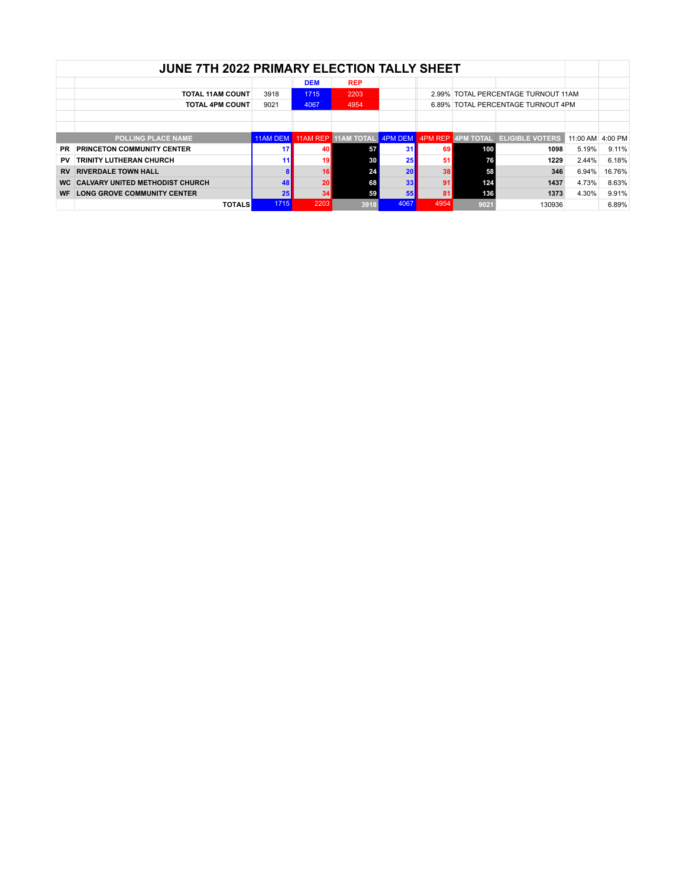# JUNE 7TH 2022 PRIMARY ELECTION TALLY SHEET

| | | DEM | REP | | |
|---|---|---|---|---|---|
| TOTAL 11AM COUNT | 3918 | 1715 | 2203 | 2.99% | TOTAL PERCENTAGE TURNOUT 11AM |
| TOTAL 4PM COUNT | 9021 | 4067 | 4954 | 6.89% | TOTAL PERCENTAGE TURNOUT 4PM |

| | POLLING PLACE NAME | 11AM DEM | 11AM REP | 11AM TOTAL | 4PM DEM | 4PM REP | 4PM TOTAL | ELIGIBLE VOTERS | 11:00 AM | 4:00 PM |
|---|---|---|---|---|---|---|---|---|---|---|
| PR | PRINCETON COMMUNITY CENTER | 17 | 40 | 57 | 31 | 69 | 100 | 1098 | 5.19% | 9.11% |
| PV | TRINITY LUTHERAN CHURCH | 11 | 19 | 30 | 25 | 51 | 76 | 1229 | 2.44% | 6.18% |
| RV | RIVERDALE TOWN HALL | 8 | 16 | 24 | 20 | 38 | 58 | 346 | 6.94% | 16.76% |
| WC | CALVARY UNITED METHODIST CHURCH | 48 | 20 | 68 | 33 | 91 | 124 | 1437 | 4.73% | 8.63% |
| WF | LONG GROVE COMMUNITY CENTER | 25 | 34 | 59 | 55 | 81 | 136 | 1373 | 4.30% | 9.91% |
| | TOTALS | 1715 | 2203 | 3918 | 4067 | 4954 | 9021 | 130936 | | 6.89% |